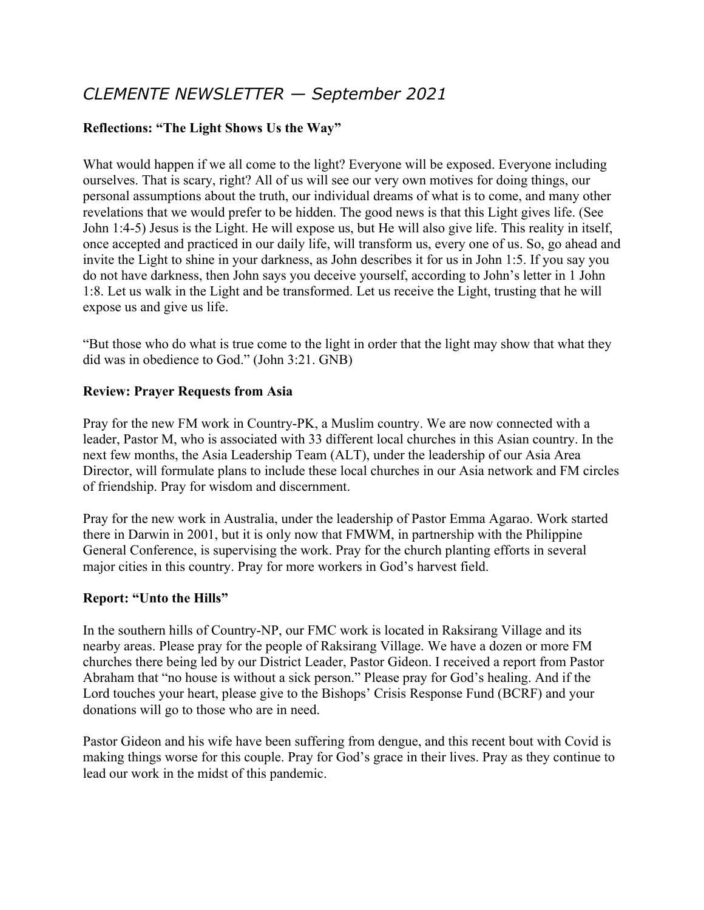# *CLEMENTE NEWSLETTER — September 2021*

**Reflections: "The Light Shows Us the Way"**

What would happen if we all come to the light? Everyone will be exposed. Everyone including ourselves. That is scary, right? All of us will see our very own motives for doing things, our personal assumptions about the truth, our individual dreams of what is to come, and many other revelations that we would prefer to be hidden. The good news is that this Light gives life. (See John 1:4-5) Jesus is the Light. He will expose us, but He will also give life. This reality in itself, once accepted and practiced in our daily life, will transform us, every one of us. So, go ahead and invite the Light to shine in your darkness, as John describes it for us in John 1:5. If you say you do not have darkness, then John says you deceive yourself, according to John's letter in 1 John 1:8. Let us walk in the Light and be transformed. Let us receive the Light, trusting that he will expose us and give us life.

"But those who do what is true come to the light in order that the light may show that what they did was in obedience to God." (John 3:21. GNB)

**Review: Prayer Requests from Asia**

Pray for the new FM work in Country-PK, a Muslim country. We are now connected with a leader, Pastor M, who is associated with 33 different local churches in this Asian country. In the next few months, the Asia Leadership Team (ALT), under the leadership of our Asia Area Director, will formulate plans to include these local churches in our Asia network and FM circles of friendship. Pray for wisdom and discernment.

Pray for the new work in Australia, under the leadership of Pastor Emma Agarao. Work started there in Darwin in 2001, but it is only now that FMWM, in partnership with the Philippine General Conference, is supervising the work. Pray for the church planting efforts in several major cities in this country. Pray for more workers in God's harvest field.

**Report: "Unto the Hills"**

In the southern hills of Country-NP, our FMC work is located in Raksirang Village and its nearby areas. Please pray for the people of Raksirang Village. We have a dozen or more FM churches there being led by our District Leader, Pastor Gideon. I received a report from Pastor Abraham that "no house is without a sick person." Please pray for God's healing. And if the Lord touches your heart, please give to the Bishops' Crisis Response Fund (BCRF) and your donations will go to those who are in need.

Pastor Gideon and his wife have been suffering from dengue, and this recent bout with Covid is making things worse for this couple. Pray for God's grace in their lives. Pray as they continue to lead our work in the midst of this pandemic.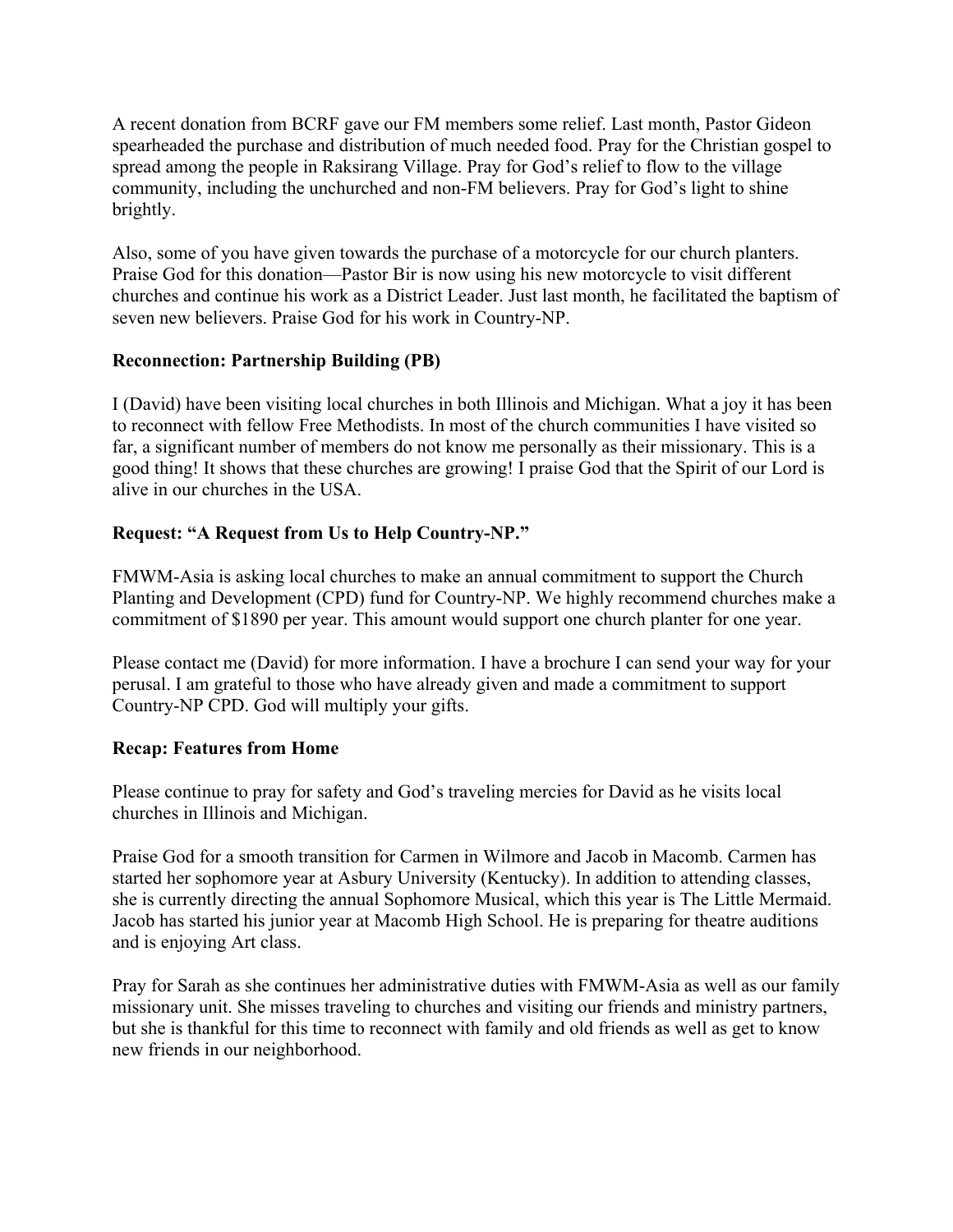A recent donation from BCRF gave our FM members some relief. Last month, Pastor Gideon spearheaded the purchase and distribution of much needed food. Pray for the Christian gospel to spread among the people in Raksirang Village. Pray for God's relief to flow to the village community, including the unchurched and non-FM believers. Pray for God's light to shine brightly.

Also, some of you have given towards the purchase of a motorcycle for our church planters. Praise God for this donation—Pastor Bir is now using his new motorcycle to visit different churches and continue his work as a District Leader. Just last month, he facilitated the baptism of seven new believers. Praise God for his work in Country-NP.

**Reconnection: Partnership Building (PB)**

I (David) have been visiting local churches in both Illinois and Michigan. What a joy it has been to reconnect with fellow Free Methodists. In most of the church communities I have visited so far, a significant number of members do not know me personally as their missionary. This is a good thing! It shows that these churches are growing! I praise God that the Spirit of our Lord is alive in our churches in the USA.

**Request: "A Request from Us to Help Country-NP."**

FMWM-Asia is asking local churches to make an annual commitment to support the Church Planting and Development (CPD) fund for Country-NP. We highly recommend churches make a commitment of $1890 per year. This amount would support one church planter for one year.

Please contact me (David) for more information. I have a brochure I can send your way for your perusal. I am grateful to those who have already given and made a commitment to support Country-NP CPD. God will multiply your gifts.

**Recap: Features from Home**

Please continue to pray for safety and God's traveling mercies for David as he visits local churches in Illinois and Michigan.

Praise God for a smooth transition for Carmen in Wilmore and Jacob in Macomb. Carmen has started her sophomore year at Asbury University (Kentucky). In addition to attending classes, she is currently directing the annual Sophomore Musical, which this year is The Little Mermaid. Jacob has started his junior year at Macomb High School. He is preparing for theatre auditions and is enjoying Art class.

Pray for Sarah as she continues her administrative duties with FMWM-Asia as well as our family missionary unit. She misses traveling to churches and visiting our friends and ministry partners, but she is thankful for this time to reconnect with family and old friends as well as get to know new friends in our neighborhood.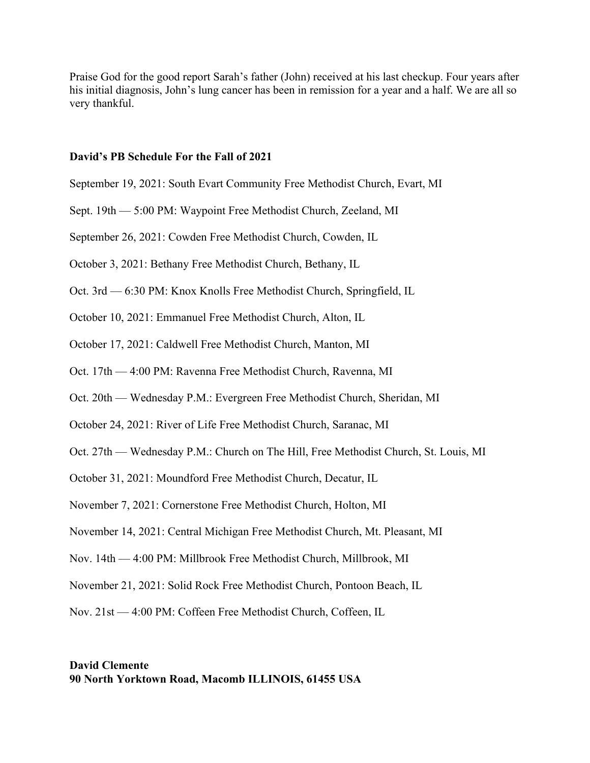Praise God for the good report Sarah's father (John) received at his last checkup. Four years after his initial diagnosis, John's lung cancer has been in remission for a year and a half. We are all so very thankful.

**David's PB Schedule For the Fall of 2021**

September 19, 2021: South Evart Community Free Methodist Church, Evart, MI

Sept. 19th — 5:00 PM: Waypoint Free Methodist Church, Zeeland, MI

September 26, 2021: Cowden Free Methodist Church, Cowden, IL

October 3, 2021: Bethany Free Methodist Church, Bethany, IL

Oct. 3rd — 6:30 PM: Knox Knolls Free Methodist Church, Springfield, IL

October 10, 2021: Emmanuel Free Methodist Church, Alton, IL

October 17, 2021: Caldwell Free Methodist Church, Manton, MI

Oct. 17th — 4:00 PM: Ravenna Free Methodist Church, Ravenna, MI

Oct. 20th — Wednesday P.M.: Evergreen Free Methodist Church, Sheridan, MI

October 24, 2021: River of Life Free Methodist Church, Saranac, MI

Oct. 27th — Wednesday P.M.: Church on The Hill, Free Methodist Church, St. Louis, MI

October 31, 2021: Moundford Free Methodist Church, Decatur, IL

November 7, 2021: Cornerstone Free Methodist Church, Holton, MI

November 14, 2021: Central Michigan Free Methodist Church, Mt. Pleasant, MI

Nov. 14th — 4:00 PM: Millbrook Free Methodist Church, Millbrook, MI

November 21, 2021: Solid Rock Free Methodist Church, Pontoon Beach, IL

Nov. 21st — 4:00 PM: Coffeen Free Methodist Church, Coffeen, IL

**David Clemente**
**90 North Yorktown Road, Macomb ILLINOIS, 61455 USA**